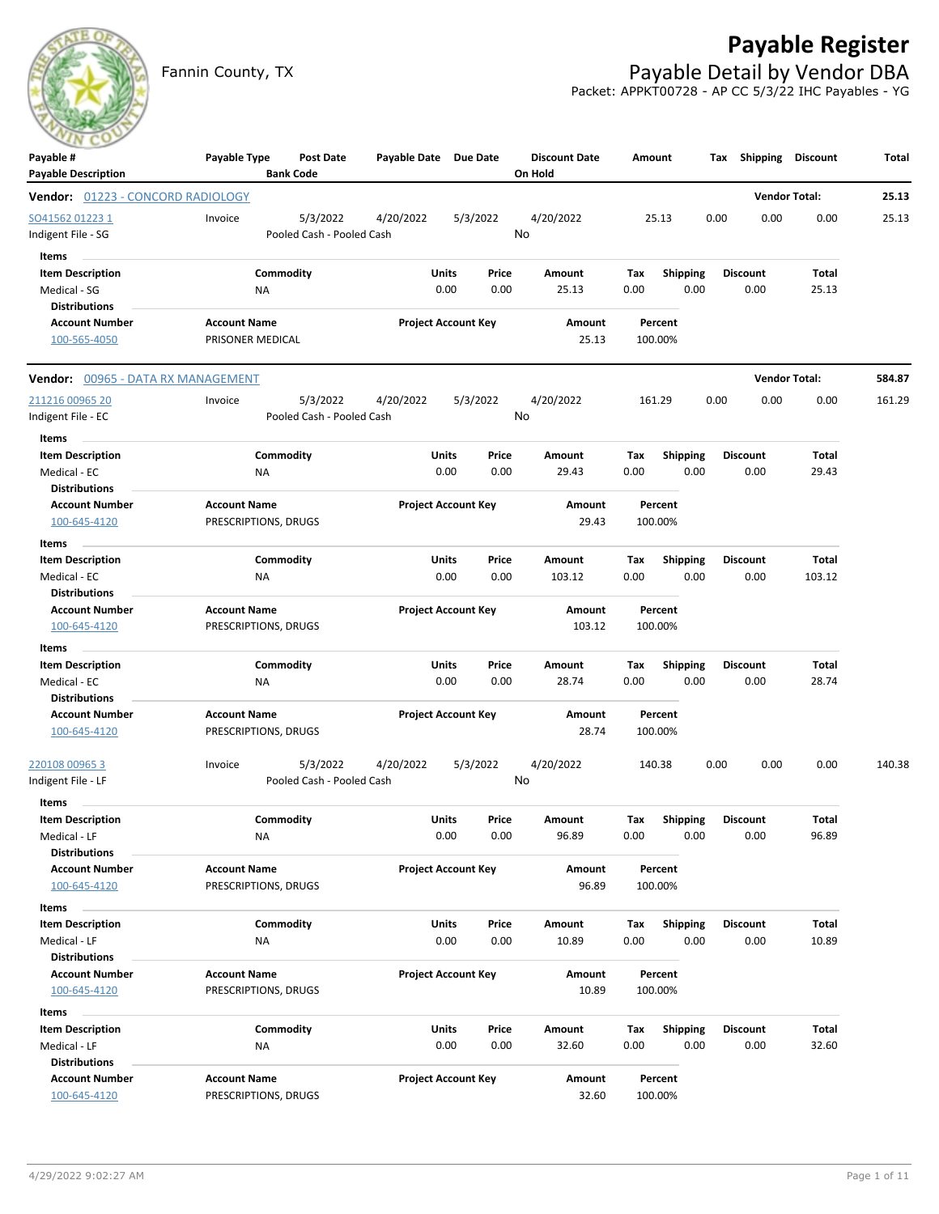# Payable Register

Fannin County, TX

## Payable Detail by Vendor DBA

Packet: APPKT00728 - AP CC 5/3/22 IHC Payables - YG

| Payable # | Payable Type | Post Date | Payable Date | Due Date | Discount Date | Amount | Tax | Shipping | Discount | Total |
|---|---|---|---|---|---|---|---|---|---|---|
| Payable Description | | Bank Code | | | On Hold | | | | | |

**Vendor: 01223 - CONCORD RADIOLOGY** — Vendor Total: **25.13**

| Payable # | Payable Type | Post Date | Payable Date | Due Date | Discount Date | Amount | Tax | Shipping | Discount | Total |
|---|---|---|---|---|---|---|---|---|---|---|
| SO41562 01223 1 | Invoice | 5/3/2022 | 4/20/2022 | 5/3/2022 | 4/20/2022 | 25.13 | 0.00 | 0.00 | 0.00 | 25.13 |
| Indigent File - SG | | Pooled Cash - Pooled Cash | | | No | | | | | |

Items

| Item Description | Commodity | Units | Price | Amount | Tax | Shipping | Discount | Total |
|---|---|---|---|---|---|---|---|---|
| Medical - SG | NA | 0.00 | 0.00 | 25.13 | 0.00 | 0.00 | 0.00 | 25.13 |

Distributions

| Account Number | Account Name | Project Account Key | Amount | Percent |
|---|---|---|---|---|
| 100-565-4050 | PRISONER MEDICAL | | 25.13 | 100.00% |

**Vendor: 00965 - DATA RX MANAGEMENT** — Vendor Total: **584.87**

| Payable # | Payable Type | Post Date | Payable Date | Due Date | Discount Date | Amount | Tax | Shipping | Discount | Total |
|---|---|---|---|---|---|---|---|---|---|---|
| 211216 00965 20 | Invoice | 5/3/2022 | 4/20/2022 | 5/3/2022 | 4/20/2022 | 161.29 | 0.00 | 0.00 | 0.00 | 161.29 |
| Indigent File - EC | | Pooled Cash - Pooled Cash | | | No | | | | | |

Items

| Item Description | Commodity | Units | Price | Amount | Tax | Shipping | Discount | Total |
|---|---|---|---|---|---|---|---|---|
| Medical - EC | NA | 0.00 | 0.00 | 29.43 | 0.00 | 0.00 | 0.00 | 29.43 |

Distributions

| Account Number | Account Name | Project Account Key | Amount | Percent |
|---|---|---|---|---|
| 100-645-4120 | PRESCRIPTIONS, DRUGS | | 29.43 | 100.00% |

Items

| Item Description | Commodity | Units | Price | Amount | Tax | Shipping | Discount | Total |
|---|---|---|---|---|---|---|---|---|
| Medical - EC | NA | 0.00 | 0.00 | 103.12 | 0.00 | 0.00 | 0.00 | 103.12 |

Distributions

| Account Number | Account Name | Project Account Key | Amount | Percent |
|---|---|---|---|---|
| 100-645-4120 | PRESCRIPTIONS, DRUGS | | 103.12 | 100.00% |

Items

| Item Description | Commodity | Units | Price | Amount | Tax | Shipping | Discount | Total |
|---|---|---|---|---|---|---|---|---|
| Medical - EC | NA | 0.00 | 0.00 | 28.74 | 0.00 | 0.00 | 0.00 | 28.74 |

Distributions

| Account Number | Account Name | Project Account Key | Amount | Percent |
|---|---|---|---|---|
| 100-645-4120 | PRESCRIPTIONS, DRUGS | | 28.74 | 100.00% |

| Payable # | Payable Type | Post Date | Payable Date | Due Date | Discount Date | Amount | Tax | Shipping | Discount | Total |
|---|---|---|---|---|---|---|---|---|---|---|
| 220108 00965 3 | Invoice | 5/3/2022 | 4/20/2022 | 5/3/2022 | 4/20/2022 | 140.38 | 0.00 | 0.00 | 0.00 | 140.38 |
| Indigent File - LF | | Pooled Cash - Pooled Cash | | | No | | | | | |

Items

| Item Description | Commodity | Units | Price | Amount | Tax | Shipping | Discount | Total |
|---|---|---|---|---|---|---|---|---|
| Medical - LF | NA | 0.00 | 0.00 | 96.89 | 0.00 | 0.00 | 0.00 | 96.89 |

Distributions

| Account Number | Account Name | Project Account Key | Amount | Percent |
|---|---|---|---|---|
| 100-645-4120 | PRESCRIPTIONS, DRUGS | | 96.89 | 100.00% |

Items

| Item Description | Commodity | Units | Price | Amount | Tax | Shipping | Discount | Total |
|---|---|---|---|---|---|---|---|---|
| Medical - LF | NA | 0.00 | 0.00 | 10.89 | 0.00 | 0.00 | 0.00 | 10.89 |

Distributions

| Account Number | Account Name | Project Account Key | Amount | Percent |
|---|---|---|---|---|
| 100-645-4120 | PRESCRIPTIONS, DRUGS | | 10.89 | 100.00% |

Items

| Item Description | Commodity | Units | Price | Amount | Tax | Shipping | Discount | Total |
|---|---|---|---|---|---|---|---|---|
| Medical - LF | NA | 0.00 | 0.00 | 32.60 | 0.00 | 0.00 | 0.00 | 32.60 |

Distributions

| Account Number | Account Name | Project Account Key | Amount | Percent |
|---|---|---|---|---|
| 100-645-4120 | PRESCRIPTIONS, DRUGS | | 32.60 | 100.00% |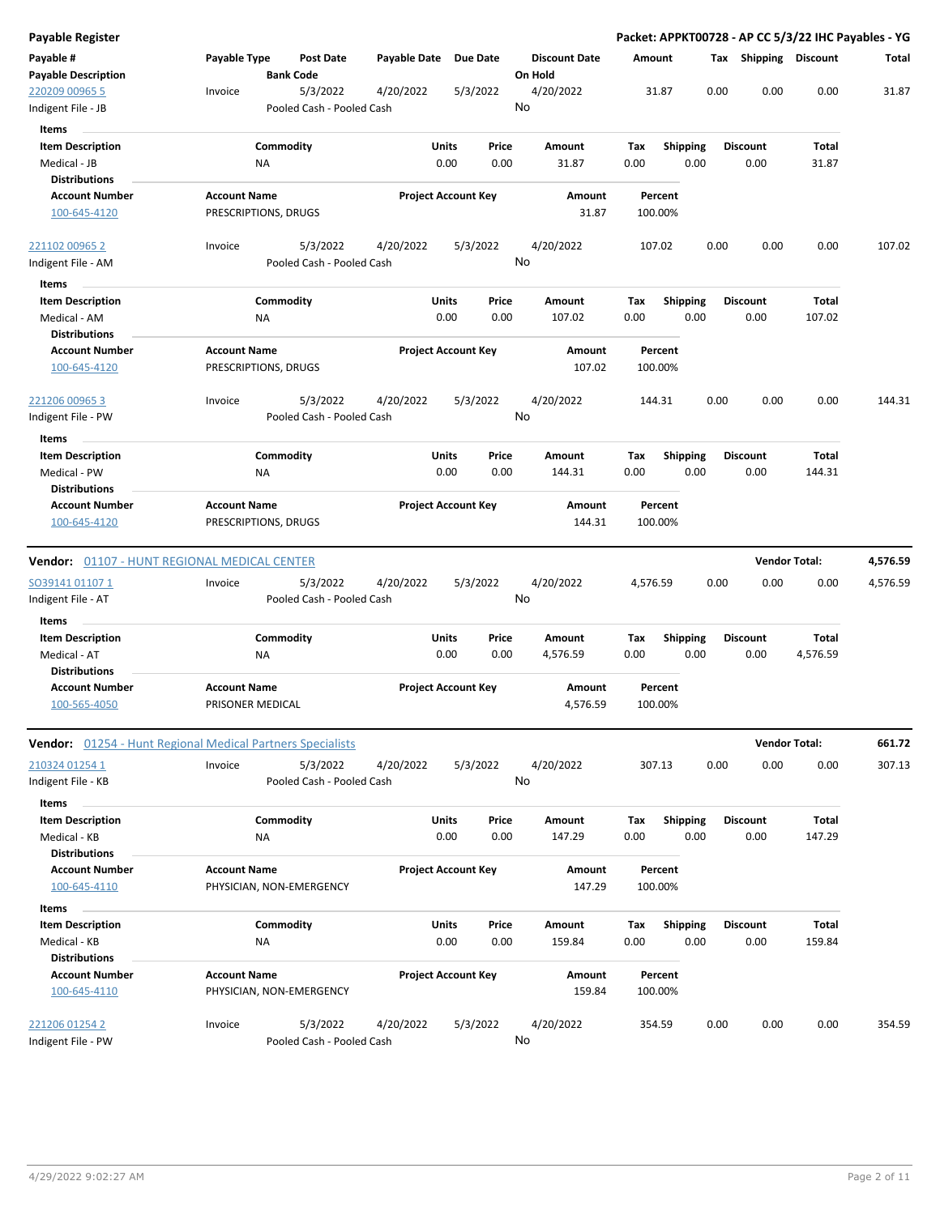**Payable Register** — **Packet: APPKT00728 - AP CC 5/3/22 IHC Payables - YG**

| Payable # / Payable Description | Payable Type | Post Date / Bank Code | Payable Date | Due Date | Discount Date / On Hold | Amount | Tax | Shipping | Discount | Total |
|---|---|---|---|---|---|---|---|---|---|---|
| 220209 00965 5 / Indigent File - JB | Invoice | 5/3/2022 / Pooled Cash - Pooled Cash | 4/20/2022 | 5/3/2022 | 4/20/2022 / No | 31.87 | 0.00 | 0.00 | 0.00 | 31.87 |

Items

| Item Description | Commodity | Units | Price | Amount | Tax | Shipping | Discount | Total |
|---|---|---|---|---|---|---|---|---|
| Medical - JB | NA | 0.00 | 0.00 | 31.87 | 0.00 | 0.00 | 0.00 | 31.87 |

Distributions

| Account Number | Account Name | Project Account Key | Amount | Percent |
|---|---|---|---|---|
| 100-645-4120 | PRESCRIPTIONS, DRUGS | | 31.87 | 100.00% |

| Payable # / Payable Description | Payable Type | Post Date / Bank Code | Payable Date | Due Date | Discount Date / On Hold | Amount | Tax | Shipping | Discount | Total |
|---|---|---|---|---|---|---|---|---|---|---|
| 221102 00965 2 / Indigent File - AM | Invoice | 5/3/2022 / Pooled Cash - Pooled Cash | 4/20/2022 | 5/3/2022 | 4/20/2022 / No | 107.02 | 0.00 | 0.00 | 0.00 | 107.02 |

Items

| Item Description | Commodity | Units | Price | Amount | Tax | Shipping | Discount | Total |
|---|---|---|---|---|---|---|---|---|
| Medical - AM | NA | 0.00 | 0.00 | 107.02 | 0.00 | 0.00 | 0.00 | 107.02 |

Distributions

| Account Number | Account Name | Project Account Key | Amount | Percent |
|---|---|---|---|---|
| 100-645-4120 | PRESCRIPTIONS, DRUGS | | 107.02 | 100.00% |

| Payable # / Payable Description | Payable Type | Post Date / Bank Code | Payable Date | Due Date | Discount Date / On Hold | Amount | Tax | Shipping | Discount | Total |
|---|---|---|---|---|---|---|---|---|---|---|
| 221206 00965 3 / Indigent File - PW | Invoice | 5/3/2022 / Pooled Cash - Pooled Cash | 4/20/2022 | 5/3/2022 | 4/20/2022 / No | 144.31 | 0.00 | 0.00 | 0.00 | 144.31 |

Items

| Item Description | Commodity | Units | Price | Amount | Tax | Shipping | Discount | Total |
|---|---|---|---|---|---|---|---|---|
| Medical - PW | NA | 0.00 | 0.00 | 144.31 | 0.00 | 0.00 | 0.00 | 144.31 |

Distributions

| Account Number | Account Name | Project Account Key | Amount | Percent |
|---|---|---|---|---|
| 100-645-4120 | PRESCRIPTIONS, DRUGS | | 144.31 | 100.00% |

**Vendor:** 01107 - HUNT REGIONAL MEDICAL CENTER — **Vendor Total: 4,576.59**

| Payable # / Payable Description | Payable Type | Post Date / Bank Code | Payable Date | Due Date | Discount Date / On Hold | Amount | Tax | Shipping | Discount | Total |
|---|---|---|---|---|---|---|---|---|---|---|
| SO39141 01107 1 / Indigent File - AT | Invoice | 5/3/2022 / Pooled Cash - Pooled Cash | 4/20/2022 | 5/3/2022 | 4/20/2022 / No | 4,576.59 | 0.00 | 0.00 | 0.00 | 4,576.59 |

Items

| Item Description | Commodity | Units | Price | Amount | Tax | Shipping | Discount | Total |
|---|---|---|---|---|---|---|---|---|
| Medical - AT | NA | 0.00 | 0.00 | 4,576.59 | 0.00 | 0.00 | 0.00 | 4,576.59 |

Distributions

| Account Number | Account Name | Project Account Key | Amount | Percent |
|---|---|---|---|---|
| 100-565-4050 | PRISONER MEDICAL | | 4,576.59 | 100.00% |

**Vendor:** 01254 - Hunt Regional Medical Partners Specialists — **Vendor Total: 661.72**

| Payable # / Payable Description | Payable Type | Post Date / Bank Code | Payable Date | Due Date | Discount Date / On Hold | Amount | Tax | Shipping | Discount | Total |
|---|---|---|---|---|---|---|---|---|---|---|
| 210324 01254 1 / Indigent File - KB | Invoice | 5/3/2022 / Pooled Cash - Pooled Cash | 4/20/2022 | 5/3/2022 | 4/20/2022 / No | 307.13 | 0.00 | 0.00 | 0.00 | 307.13 |

Items

| Item Description | Commodity | Units | Price | Amount | Tax | Shipping | Discount | Total |
|---|---|---|---|---|---|---|---|---|
| Medical - KB | NA | 0.00 | 0.00 | 147.29 | 0.00 | 0.00 | 0.00 | 147.29 |

Distributions

| Account Number | Account Name | Project Account Key | Amount | Percent |
|---|---|---|---|---|
| 100-645-4110 | PHYSICIAN, NON-EMERGENCY | | 147.29 | 100.00% |

Items

| Item Description | Commodity | Units | Price | Amount | Tax | Shipping | Discount | Total |
|---|---|---|---|---|---|---|---|---|
| Medical - KB | NA | 0.00 | 0.00 | 159.84 | 0.00 | 0.00 | 0.00 | 159.84 |

Distributions

| Account Number | Account Name | Project Account Key | Amount | Percent |
|---|---|---|---|---|
| 100-645-4110 | PHYSICIAN, NON-EMERGENCY | | 159.84 | 100.00% |

| Payable # / Payable Description | Payable Type | Post Date / Bank Code | Payable Date | Due Date | Discount Date / On Hold | Amount | Tax | Shipping | Discount | Total |
|---|---|---|---|---|---|---|---|---|---|---|
| 221206 01254 2 / Indigent File - PW | Invoice | 5/3/2022 / Pooled Cash - Pooled Cash | 4/20/2022 | 5/3/2022 | 4/20/2022 / No | 354.59 | 0.00 | 0.00 | 0.00 | 354.59 |

4/29/2022 9:02:27 AM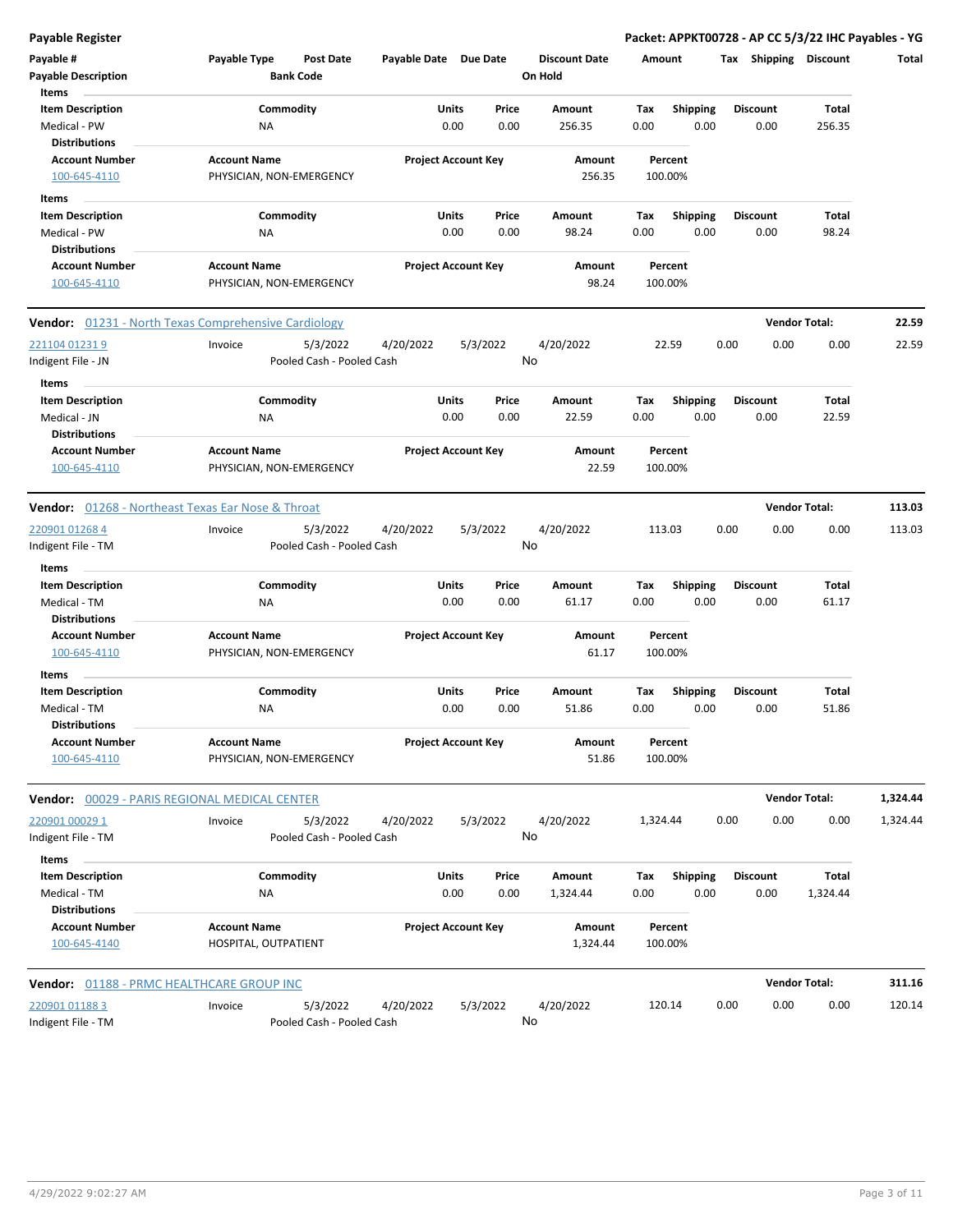**Payable Register** — **Packet: APPKT00728 - AP CC 5/3/22 IHC Payables - YG**

| Payable # | Payable Type | Post Date | Payable Date | Due Date | Discount Date | Amount | Tax | Shipping | Discount | Total |
|---|---|---|---|---|---|---|---|---|---|---|
| Payable Description | | Bank Code | | | On Hold | | | | | |

**Items**

| Item Description | Commodity | Units | Price | Amount | Tax | Shipping | Discount | Total |
|---|---|---|---|---|---|---|---|---|
| Medical - PW | NA | 0.00 | 0.00 | 256.35 | 0.00 | 0.00 | 0.00 | 256.35 |

**Distributions**

| Account Number | Account Name | Project Account Key | Amount | Percent |
|---|---|---|---|---|
| 100-645-4110 | PHYSICIAN, NON-EMERGENCY | | 256.35 | 100.00% |

**Items**

| Item Description | Commodity | Units | Price | Amount | Tax | Shipping | Discount | Total |
|---|---|---|---|---|---|---|---|---|
| Medical - PW | NA | 0.00 | 0.00 | 98.24 | 0.00 | 0.00 | 0.00 | 98.24 |

**Distributions**

| Account Number | Account Name | Project Account Key | Amount | Percent |
|---|---|---|---|---|
| 100-645-4110 | PHYSICIAN, NON-EMERGENCY | | 98.24 | 100.00% |

---

**Vendor:** 01231 - North Texas Comprehensive Cardiology — **Vendor Total: 22.59**

| Payable # | Payable Type | Post Date | Payable Date | Due Date | Discount Date | Amount | Tax | Shipping | Discount | Total |
|---|---|---|---|---|---|---|---|---|---|---|
| 221104 01231 9 | Invoice | 5/3/2022 | 4/20/2022 | 5/3/2022 | 4/20/2022 | 22.59 | 0.00 | 0.00 | 0.00 | 22.59 |
| Indigent File - JN | | Pooled Cash - Pooled Cash | | | No | | | | | |

**Items**

| Item Description | Commodity | Units | Price | Amount | Tax | Shipping | Discount | Total |
|---|---|---|---|---|---|---|---|---|
| Medical - JN | NA | 0.00 | 0.00 | 22.59 | 0.00 | 0.00 | 0.00 | 22.59 |

**Distributions**

| Account Number | Account Name | Project Account Key | Amount | Percent |
|---|---|---|---|---|
| 100-645-4110 | PHYSICIAN, NON-EMERGENCY | | 22.59 | 100.00% |

---

**Vendor:** 01268 - Northeast Texas Ear Nose & Throat — **Vendor Total: 113.03**

| Payable # | Payable Type | Post Date | Payable Date | Due Date | Discount Date | Amount | Tax | Shipping | Discount | Total |
|---|---|---|---|---|---|---|---|---|---|---|
| 220901 01268 4 | Invoice | 5/3/2022 | 4/20/2022 | 5/3/2022 | 4/20/2022 | 113.03 | 0.00 | 0.00 | 0.00 | 113.03 |
| Indigent File - TM | | Pooled Cash - Pooled Cash | | | No | | | | | |

**Items**

| Item Description | Commodity | Units | Price | Amount | Tax | Shipping | Discount | Total |
|---|---|---|---|---|---|---|---|---|
| Medical - TM | NA | 0.00 | 0.00 | 61.17 | 0.00 | 0.00 | 0.00 | 61.17 |

**Distributions**

| Account Number | Account Name | Project Account Key | Amount | Percent |
|---|---|---|---|---|
| 100-645-4110 | PHYSICIAN, NON-EMERGENCY | | 61.17 | 100.00% |

**Items**

| Item Description | Commodity | Units | Price | Amount | Tax | Shipping | Discount | Total |
|---|---|---|---|---|---|---|---|---|
| Medical - TM | NA | 0.00 | 0.00 | 51.86 | 0.00 | 0.00 | 0.00 | 51.86 |

**Distributions**

| Account Number | Account Name | Project Account Key | Amount | Percent |
|---|---|---|---|---|
| 100-645-4110 | PHYSICIAN, NON-EMERGENCY | | 51.86 | 100.00% |

---

**Vendor:** 00029 - PARIS REGIONAL MEDICAL CENTER — **Vendor Total: 1,324.44**

| Payable # | Payable Type | Post Date | Payable Date | Due Date | Discount Date | Amount | Tax | Shipping | Discount | Total |
|---|---|---|---|---|---|---|---|---|---|---|
| 220901 00029 1 | Invoice | 5/3/2022 | 4/20/2022 | 5/3/2022 | 4/20/2022 | 1,324.44 | 0.00 | 0.00 | 0.00 | 1,324.44 |
| Indigent File - TM | | Pooled Cash - Pooled Cash | | | No | | | | | |

**Items**

| Item Description | Commodity | Units | Price | Amount | Tax | Shipping | Discount | Total |
|---|---|---|---|---|---|---|---|---|
| Medical - TM | NA | 0.00 | 0.00 | 1,324.44 | 0.00 | 0.00 | 0.00 | 1,324.44 |

**Distributions**

| Account Number | Account Name | Project Account Key | Amount | Percent |
|---|---|---|---|---|
| 100-645-4140 | HOSPITAL, OUTPATIENT | | 1,324.44 | 100.00% |

---

**Vendor:** 01188 - PRMC HEALTHCARE GROUP INC — **Vendor Total: 311.16**

| Payable # | Payable Type | Post Date | Payable Date | Due Date | Discount Date | Amount | Tax | Shipping | Discount | Total |
|---|---|---|---|---|---|---|---|---|---|---|
| 220901 01188 3 | Invoice | 5/3/2022 | 4/20/2022 | 5/3/2022 | 4/20/2022 | 120.14 | 0.00 | 0.00 | 0.00 | 120.14 |
| Indigent File - TM | | Pooled Cash - Pooled Cash | | | No | | | | | |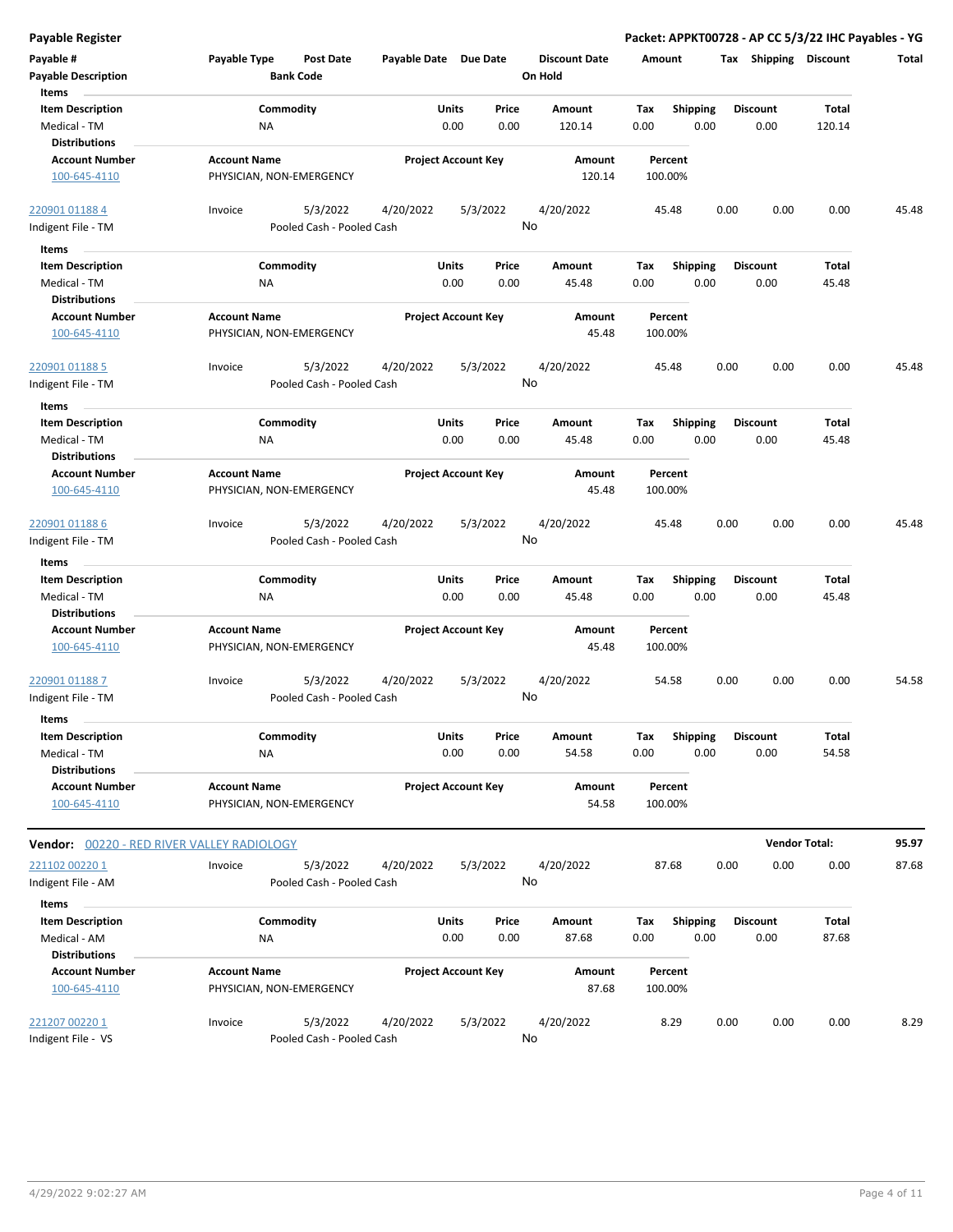**Payable Register** — **Packet: APPKT00728 - AP CC 5/3/22 IHC Payables - YG**

| Payable # | Payable Type | Post Date | Payable Date | Due Date | Discount Date | Amount | Tax | Shipping | Discount | Total |
|---|---|---|---|---|---|---|---|---|---|---|
| Payable Description | | Bank Code | | | On Hold | | | | | |

**Items**

| Item Description | Commodity | Units | Price | Amount | Tax | Shipping | Discount | Total |
|---|---|---|---|---|---|---|---|---|
| Medical - TM | NA | 0.00 | 0.00 | 120.14 | 0.00 | 0.00 | 0.00 | 120.14 |

**Distributions**

| Account Number | Account Name | Project Account Key | Amount | Percent |
|---|---|---|---|---|
| 100-645-4110 | PHYSICIAN, NON-EMERGENCY | | 120.14 | 100.00% |

| Payable # | Payable Type | Post Date | Payable Date | Due Date | Discount Date | Amount | Tax | Shipping | Discount | Total |
|---|---|---|---|---|---|---|---|---|---|---|
| 220901 01188 4 | Invoice | 5/3/2022 | 4/20/2022 | 5/3/2022 | 4/20/2022 | 45.48 | 0.00 | 0.00 | 0.00 | 45.48 |
| Indigent File - TM | | Pooled Cash - Pooled Cash | | | No | | | | | |

**Items**

| Item Description | Commodity | Units | Price | Amount | Tax | Shipping | Discount | Total |
|---|---|---|---|---|---|---|---|---|
| Medical - TM | NA | 0.00 | 0.00 | 45.48 | 0.00 | 0.00 | 0.00 | 45.48 |

**Distributions**

| Account Number | Account Name | Project Account Key | Amount | Percent |
|---|---|---|---|---|
| 100-645-4110 | PHYSICIAN, NON-EMERGENCY | | 45.48 | 100.00% |

| Payable # | Payable Type | Post Date | Payable Date | Due Date | Discount Date | Amount | Tax | Shipping | Discount | Total |
|---|---|---|---|---|---|---|---|---|---|---|
| 220901 01188 5 | Invoice | 5/3/2022 | 4/20/2022 | 5/3/2022 | 4/20/2022 | 45.48 | 0.00 | 0.00 | 0.00 | 45.48 |
| Indigent File - TM | | Pooled Cash - Pooled Cash | | | No | | | | | |

**Items**

| Item Description | Commodity | Units | Price | Amount | Tax | Shipping | Discount | Total |
|---|---|---|---|---|---|---|---|---|
| Medical - TM | NA | 0.00 | 0.00 | 45.48 | 0.00 | 0.00 | 0.00 | 45.48 |

**Distributions**

| Account Number | Account Name | Project Account Key | Amount | Percent |
|---|---|---|---|---|
| 100-645-4110 | PHYSICIAN, NON-EMERGENCY | | 45.48 | 100.00% |

| Payable # | Payable Type | Post Date | Payable Date | Due Date | Discount Date | Amount | Tax | Shipping | Discount | Total |
|---|---|---|---|---|---|---|---|---|---|---|
| 220901 01188 6 | Invoice | 5/3/2022 | 4/20/2022 | 5/3/2022 | 4/20/2022 | 45.48 | 0.00 | 0.00 | 0.00 | 45.48 |
| Indigent File - TM | | Pooled Cash - Pooled Cash | | | No | | | | | |

**Items**

| Item Description | Commodity | Units | Price | Amount | Tax | Shipping | Discount | Total |
|---|---|---|---|---|---|---|---|---|
| Medical - TM | NA | 0.00 | 0.00 | 45.48 | 0.00 | 0.00 | 0.00 | 45.48 |

**Distributions**

| Account Number | Account Name | Project Account Key | Amount | Percent |
|---|---|---|---|---|
| 100-645-4110 | PHYSICIAN, NON-EMERGENCY | | 45.48 | 100.00% |

| Payable # | Payable Type | Post Date | Payable Date | Due Date | Discount Date | Amount | Tax | Shipping | Discount | Total |
|---|---|---|---|---|---|---|---|---|---|---|
| 220901 01188 7 | Invoice | 5/3/2022 | 4/20/2022 | 5/3/2022 | 4/20/2022 | 54.58 | 0.00 | 0.00 | 0.00 | 54.58 |
| Indigent File - TM | | Pooled Cash - Pooled Cash | | | No | | | | | |

**Items**

| Item Description | Commodity | Units | Price | Amount | Tax | Shipping | Discount | Total |
|---|---|---|---|---|---|---|---|---|
| Medical - TM | NA | 0.00 | 0.00 | 54.58 | 0.00 | 0.00 | 0.00 | 54.58 |

**Distributions**

| Account Number | Account Name | Project Account Key | Amount | Percent |
|---|---|---|---|---|
| 100-645-4110 | PHYSICIAN, NON-EMERGENCY | | 54.58 | 100.00% |

---

**Vendor:** 00220 - RED RIVER VALLEY RADIOLOGY — **Vendor Total: 95.97**

| Payable # | Payable Type | Post Date | Payable Date | Due Date | Discount Date | Amount | Tax | Shipping | Discount | Total |
|---|---|---|---|---|---|---|---|---|---|---|
| 221102 00220 1 | Invoice | 5/3/2022 | 4/20/2022 | 5/3/2022 | 4/20/2022 | 87.68 | 0.00 | 0.00 | 0.00 | 87.68 |
| Indigent File - AM | | Pooled Cash - Pooled Cash | | | No | | | | | |

**Items**

| Item Description | Commodity | Units | Price | Amount | Tax | Shipping | Discount | Total |
|---|---|---|---|---|---|---|---|---|
| Medical - AM | NA | 0.00 | 0.00 | 87.68 | 0.00 | 0.00 | 0.00 | 87.68 |

**Distributions**

| Account Number | Account Name | Project Account Key | Amount | Percent |
|---|---|---|---|---|
| 100-645-4110 | PHYSICIAN, NON-EMERGENCY | | 87.68 | 100.00% |

| Payable # | Payable Type | Post Date | Payable Date | Due Date | Discount Date | Amount | Tax | Shipping | Discount | Total |
|---|---|---|---|---|---|---|---|---|---|---|
| 221207 00220 1 | Invoice | 5/3/2022 | 4/20/2022 | 5/3/2022 | 4/20/2022 | 8.29 | 0.00 | 0.00 | 0.00 | 8.29 |
| Indigent File - VS | | Pooled Cash - Pooled Cash | | | No | | | | | |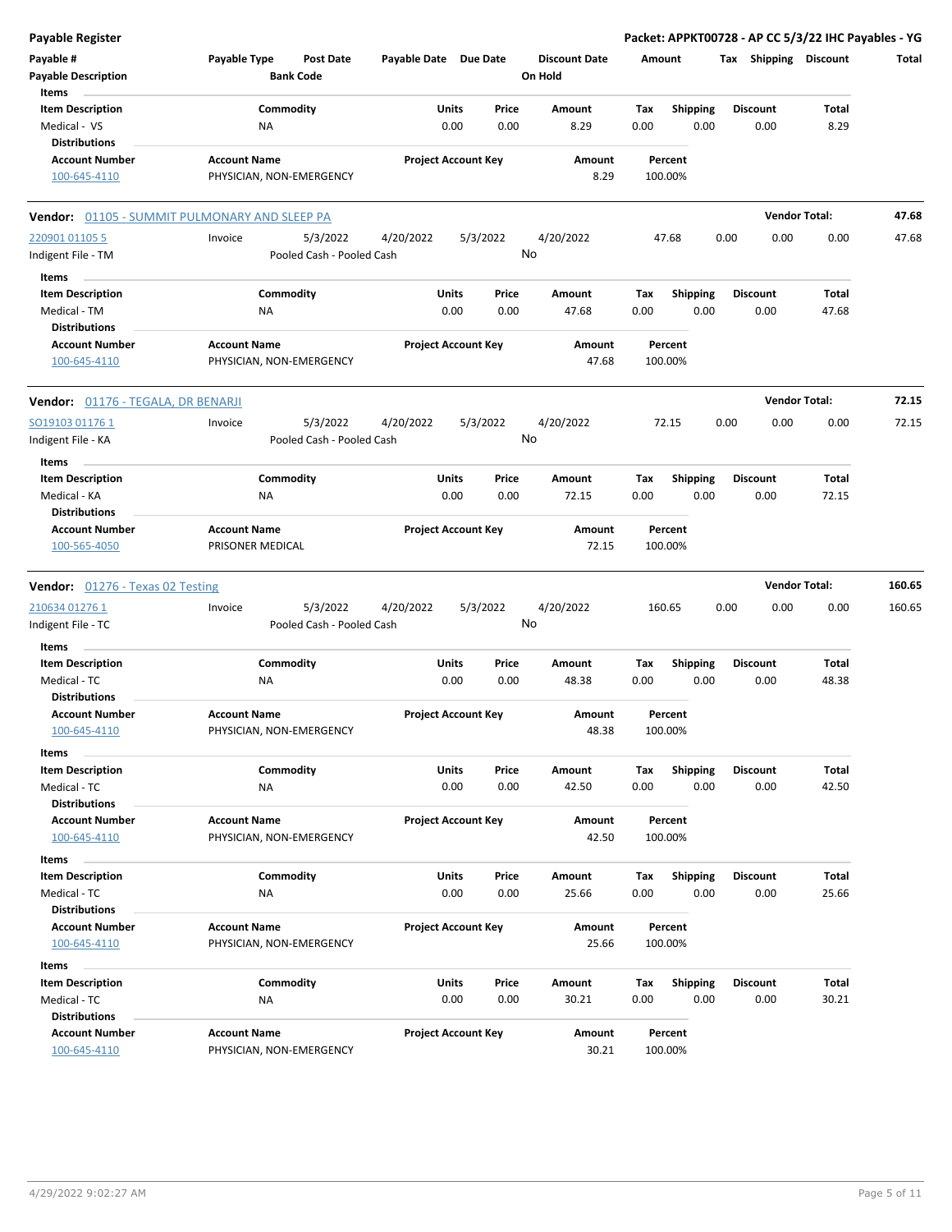**Payable Register** — Packet: APPKT00728 - AP CC 5/3/22 IHC Payables - YG

| Payable # | Payable Type | Post Date | Payable Date | Due Date | Discount Date | Amount | Tax | Shipping | Discount | Total |
|---|---|---|---|---|---|---|---|---|---|---|
| **Payable Description** | | **Bank Code** | | | **On Hold** | | | | | |

**Items**

| Item Description | Commodity | Units | Price | Amount | Tax | Shipping | Discount | Total |
|---|---|---|---|---|---|---|---|---|
| Medical - VS | NA | 0.00 | 0.00 | 8.29 | 0.00 | 0.00 | 0.00 | 8.29 |

**Distributions**

| Account Number | Account Name | Project Account Key | Amount | Percent |
|---|---|---|---|---|
| 100-645-4110 | PHYSICIAN, NON-EMERGENCY | | 8.29 | 100.00% |

**Vendor: 01105 - SUMMIT PULMONARY AND SLEEP PA** — Vendor Total: **47.68**

| Payable # | Payable Type | Post Date | Payable Date | Due Date | Discount Date | Amount | Tax | Shipping | Discount | Total |
|---|---|---|---|---|---|---|---|---|---|---|
| 220901 01105 5 | Invoice | 5/3/2022 | 4/20/2022 | 5/3/2022 | 4/20/2022 | 47.68 | 0.00 | 0.00 | 0.00 | 47.68 |
| Indigent File - TM | | Pooled Cash - Pooled Cash | | | No | | | | | |

**Items**

| Item Description | Commodity | Units | Price | Amount | Tax | Shipping | Discount | Total |
|---|---|---|---|---|---|---|---|---|
| Medical - TM | NA | 0.00 | 0.00 | 47.68 | 0.00 | 0.00 | 0.00 | 47.68 |

**Distributions**

| Account Number | Account Name | Project Account Key | Amount | Percent |
|---|---|---|---|---|
| 100-645-4110 | PHYSICIAN, NON-EMERGENCY | | 47.68 | 100.00% |

**Vendor: 01176 - TEGALA, DR BENARJI** — Vendor Total: **72.15**

| Payable # | Payable Type | Post Date | Payable Date | Due Date | Discount Date | Amount | Tax | Shipping | Discount | Total |
|---|---|---|---|---|---|---|---|---|---|---|
| SO19103 01176 1 | Invoice | 5/3/2022 | 4/20/2022 | 5/3/2022 | 4/20/2022 | 72.15 | 0.00 | 0.00 | 0.00 | 72.15 |
| Indigent File - KA | | Pooled Cash - Pooled Cash | | | No | | | | | |

**Items**

| Item Description | Commodity | Units | Price | Amount | Tax | Shipping | Discount | Total |
|---|---|---|---|---|---|---|---|---|
| Medical - KA | NA | 0.00 | 0.00 | 72.15 | 0.00 | 0.00 | 0.00 | 72.15 |

**Distributions**

| Account Number | Account Name | Project Account Key | Amount | Percent |
|---|---|---|---|---|
| 100-565-4050 | PRISONER MEDICAL | | 72.15 | 100.00% |

**Vendor: 01276 - Texas 02 Testing** — Vendor Total: **160.65**

| Payable # | Payable Type | Post Date | Payable Date | Due Date | Discount Date | Amount | Tax | Shipping | Discount | Total |
|---|---|---|---|---|---|---|---|---|---|---|
| 210634 01276 1 | Invoice | 5/3/2022 | 4/20/2022 | 5/3/2022 | 4/20/2022 | 160.65 | 0.00 | 0.00 | 0.00 | 160.65 |
| Indigent File - TC | | Pooled Cash - Pooled Cash | | | No | | | | | |

**Items**

| Item Description | Commodity | Units | Price | Amount | Tax | Shipping | Discount | Total |
|---|---|---|---|---|---|---|---|---|
| Medical - TC | NA | 0.00 | 0.00 | 48.38 | 0.00 | 0.00 | 0.00 | 48.38 |

**Distributions**

| Account Number | Account Name | Project Account Key | Amount | Percent |
|---|---|---|---|---|
| 100-645-4110 | PHYSICIAN, NON-EMERGENCY | | 48.38 | 100.00% |

**Items**

| Item Description | Commodity | Units | Price | Amount | Tax | Shipping | Discount | Total |
|---|---|---|---|---|---|---|---|---|
| Medical - TC | NA | 0.00 | 0.00 | 42.50 | 0.00 | 0.00 | 0.00 | 42.50 |

**Distributions**

| Account Number | Account Name | Project Account Key | Amount | Percent |
|---|---|---|---|---|
| 100-645-4110 | PHYSICIAN, NON-EMERGENCY | | 42.50 | 100.00% |

**Items**

| Item Description | Commodity | Units | Price | Amount | Tax | Shipping | Discount | Total |
|---|---|---|---|---|---|---|---|---|
| Medical - TC | NA | 0.00 | 0.00 | 25.66 | 0.00 | 0.00 | 0.00 | 25.66 |

**Distributions**

| Account Number | Account Name | Project Account Key | Amount | Percent |
|---|---|---|---|---|
| 100-645-4110 | PHYSICIAN, NON-EMERGENCY | | 25.66 | 100.00% |

**Items**

| Item Description | Commodity | Units | Price | Amount | Tax | Shipping | Discount | Total |
|---|---|---|---|---|---|---|---|---|
| Medical - TC | NA | 0.00 | 0.00 | 30.21 | 0.00 | 0.00 | 0.00 | 30.21 |

**Distributions**

| Account Number | Account Name | Project Account Key | Amount | Percent |
|---|---|---|---|---|
| 100-645-4110 | PHYSICIAN, NON-EMERGENCY | | 30.21 | 100.00% |

4/29/2022 9:02:27 AM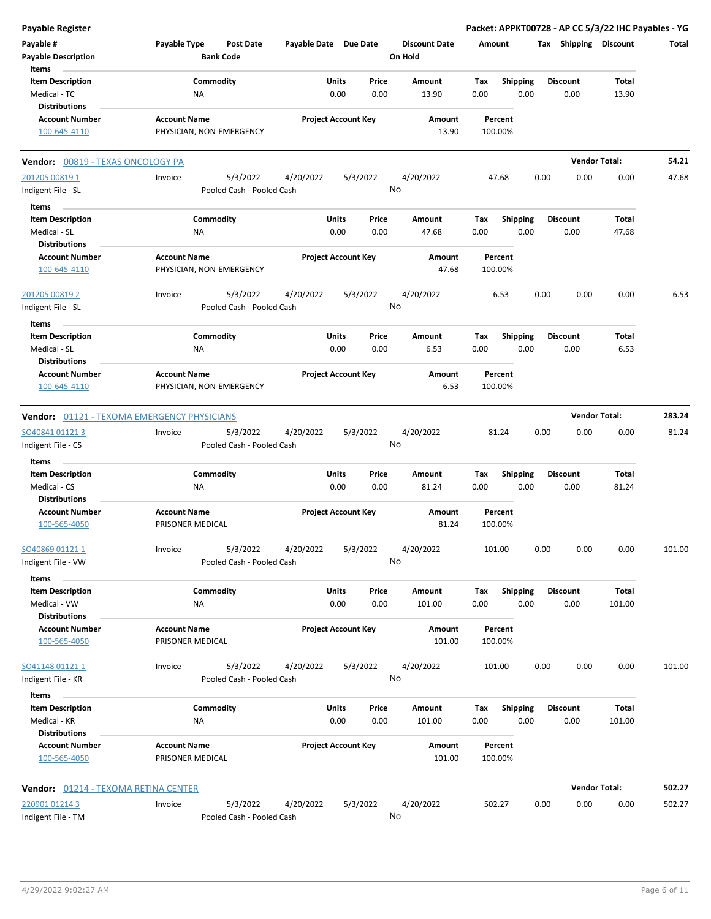| Payable # | Payable Type | Post Date | Payable Date | Due Date | Discount Date | Amount | Tax | Shipping | Discount | Total |
|---|---|---|---|---|---|---|---|---|---|---|
| Payable Description | | Bank Code | | | On Hold | | | | | |

**Items**

| Item Description | Commodity | Units | Price | Amount | Tax | Shipping | Discount | Total |
|---|---|---|---|---|---|---|---|---|
| Medical - TC | NA | 0.00 | 0.00 | 13.90 | 0.00 | 0.00 | 0.00 | 13.90 |

**Distributions**

| Account Number | Account Name | Project Account Key | Amount | Percent |
|---|---|---|---|---|
| 100-645-4110 | PHYSICIAN, NON-EMERGENCY | | 13.90 | 100.00% |

---

**Vendor:** 00819 - TEXAS ONCOLOGY PA — **Vendor Total:** 54.21

| Payable # | Payable Type | Post Date | Payable Date | Due Date | Discount Date | Amount | Tax | Shipping | Discount | Total |
|---|---|---|---|---|---|---|---|---|---|---|
| 201205 00819 1 | Invoice | 5/3/2022 | 4/20/2022 | 5/3/2022 | 4/20/2022 | 47.68 | 0.00 | 0.00 | 0.00 | 47.68 |
| Indigent File - SL | | Pooled Cash - Pooled Cash | | | No | | | | | |

**Items**

| Item Description | Commodity | Units | Price | Amount | Tax | Shipping | Discount | Total |
|---|---|---|---|---|---|---|---|---|
| Medical - SL | NA | 0.00 | 0.00 | 47.68 | 0.00 | 0.00 | 0.00 | 47.68 |

**Distributions**

| Account Number | Account Name | Project Account Key | Amount | Percent |
|---|---|---|---|---|
| 100-645-4110 | PHYSICIAN, NON-EMERGENCY | | 47.68 | 100.00% |

| Payable # | Payable Type | Post Date | Payable Date | Due Date | Discount Date | Amount | Tax | Shipping | Discount | Total |
|---|---|---|---|---|---|---|---|---|---|---|
| 201205 00819 2 | Invoice | 5/3/2022 | 4/20/2022 | 5/3/2022 | 4/20/2022 | 6.53 | 0.00 | 0.00 | 0.00 | 6.53 |
| Indigent File - SL | | Pooled Cash - Pooled Cash | | | No | | | | | |

**Items**

| Item Description | Commodity | Units | Price | Amount | Tax | Shipping | Discount | Total |
|---|---|---|---|---|---|---|---|---|
| Medical - SL | NA | 0.00 | 0.00 | 6.53 | 0.00 | 0.00 | 0.00 | 6.53 |

**Distributions**

| Account Number | Account Name | Project Account Key | Amount | Percent |
|---|---|---|---|---|
| 100-645-4110 | PHYSICIAN, NON-EMERGENCY | | 6.53 | 100.00% |

---

**Vendor:** 01121 - TEXOMA EMERGENCY PHYSICIANS — **Vendor Total:** 283.24

| Payable # | Payable Type | Post Date | Payable Date | Due Date | Discount Date | Amount | Tax | Shipping | Discount | Total |
|---|---|---|---|---|---|---|---|---|---|---|
| SO40841 01121 3 | Invoice | 5/3/2022 | 4/20/2022 | 5/3/2022 | 4/20/2022 | 81.24 | 0.00 | 0.00 | 0.00 | 81.24 |
| Indigent File - CS | | Pooled Cash - Pooled Cash | | | No | | | | | |

**Items**

| Item Description | Commodity | Units | Price | Amount | Tax | Shipping | Discount | Total |
|---|---|---|---|---|---|---|---|---|
| Medical - CS | NA | 0.00 | 0.00 | 81.24 | 0.00 | 0.00 | 0.00 | 81.24 |

**Distributions**

| Account Number | Account Name | Project Account Key | Amount | Percent |
|---|---|---|---|---|
| 100-565-4050 | PRISONER MEDICAL | | 81.24 | 100.00% |

| Payable # | Payable Type | Post Date | Payable Date | Due Date | Discount Date | Amount | Tax | Shipping | Discount | Total |
|---|---|---|---|---|---|---|---|---|---|---|
| SO40869 01121 1 | Invoice | 5/3/2022 | 4/20/2022 | 5/3/2022 | 4/20/2022 | 101.00 | 0.00 | 0.00 | 0.00 | 101.00 |
| Indigent File - VW | | Pooled Cash - Pooled Cash | | | No | | | | | |

**Items**

| Item Description | Commodity | Units | Price | Amount | Tax | Shipping | Discount | Total |
|---|---|---|---|---|---|---|---|---|
| Medical - VW | NA | 0.00 | 0.00 | 101.00 | 0.00 | 0.00 | 0.00 | 101.00 |

**Distributions**

| Account Number | Account Name | Project Account Key | Amount | Percent |
|---|---|---|---|---|
| 100-565-4050 | PRISONER MEDICAL | | 101.00 | 100.00% |

| Payable # | Payable Type | Post Date | Payable Date | Due Date | Discount Date | Amount | Tax | Shipping | Discount | Total |
|---|---|---|---|---|---|---|---|---|---|---|
| SO41148 01121 1 | Invoice | 5/3/2022 | 4/20/2022 | 5/3/2022 | 4/20/2022 | 101.00 | 0.00 | 0.00 | 0.00 | 101.00 |
| Indigent File - KR | | Pooled Cash - Pooled Cash | | | No | | | | | |

**Items**

| Item Description | Commodity | Units | Price | Amount | Tax | Shipping | Discount | Total |
|---|---|---|---|---|---|---|---|---|
| Medical - KR | NA | 0.00 | 0.00 | 101.00 | 0.00 | 0.00 | 0.00 | 101.00 |

**Distributions**

| Account Number | Account Name | Project Account Key | Amount | Percent |
|---|---|---|---|---|
| 100-565-4050 | PRISONER MEDICAL | | 101.00 | 100.00% |

---

**Vendor:** 01214 - TEXOMA RETINA CENTER — **Vendor Total:** 502.27

| Payable # | Payable Type | Post Date | Payable Date | Due Date | Discount Date | Amount | Tax | Shipping | Discount | Total |
|---|---|---|---|---|---|---|---|---|---|---|
| 220901 01214 3 | Invoice | 5/3/2022 | 4/20/2022 | 5/3/2022 | 4/20/2022 | 502.27 | 0.00 | 0.00 | 0.00 | 502.27 |
| Indigent File - TM | | Pooled Cash - Pooled Cash | | | No | | | | | |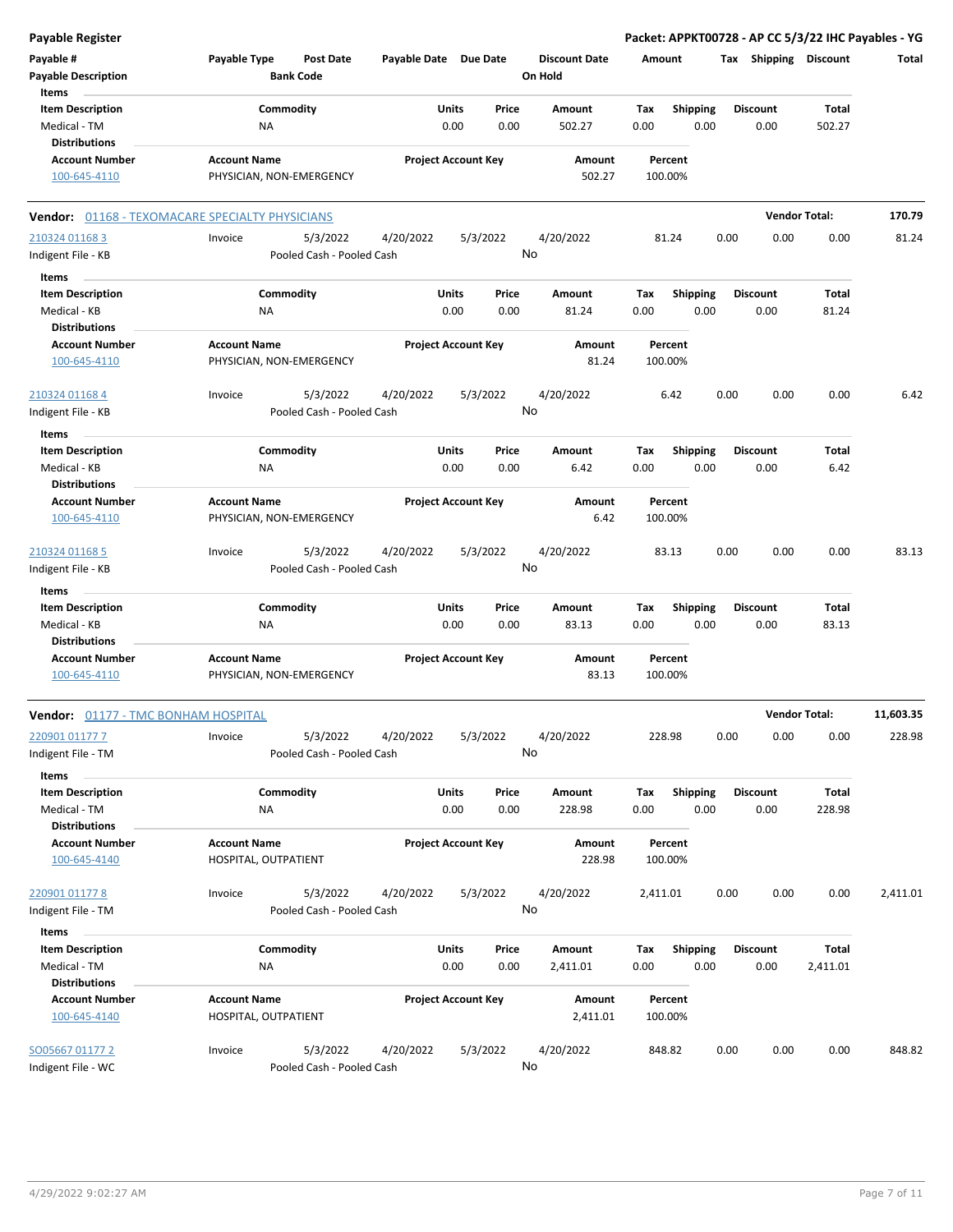**Payable Register**

**Packet: APPKT00728 - AP CC 5/3/22 IHC Payables - YG**

| Payable # | Payable Type | Post Date | Payable Date | Due Date | Discount Date | Amount | Tax | Shipping | Discount | Total |
|---|---|---|---|---|---|---|---|---|---|---|
| **Payable Description** | | **Bank Code** | | | **On Hold** | | | | | |

**Items**

| Item Description | Commodity | Units | Price | Amount | Tax | Shipping | Discount | Total |
|---|---|---|---|---|---|---|---|---|
| Medical - TM | NA | 0.00 | 0.00 | 502.27 | 0.00 | 0.00 | 0.00 | 502.27 |

**Distributions**

| Account Number | Account Name | Project Account Key | Amount | Percent |
|---|---|---|---|---|
| 100-645-4110 | PHYSICIAN, NON-EMERGENCY | | 502.27 | 100.00% |

---

**Vendor:** 01168 - TEXOMACARE SPECIALTY PHYSICIANS — **Vendor Total:** 170.79

| Payable # | Payable Type | Post Date | Payable Date | Due Date | Discount Date | Amount | Tax | Shipping | Discount | Total |
|---|---|---|---|---|---|---|---|---|---|---|
| 210324 01168 3 | Invoice | 5/3/2022 | 4/20/2022 | 5/3/2022 | 4/20/2022 | 81.24 | 0.00 | 0.00 | 0.00 | 81.24 |
| Indigent File - KB | | Pooled Cash - Pooled Cash | | | No | | | | | |

**Items**

| Item Description | Commodity | Units | Price | Amount | Tax | Shipping | Discount | Total |
|---|---|---|---|---|---|---|---|---|
| Medical - KB | NA | 0.00 | 0.00 | 81.24 | 0.00 | 0.00 | 0.00 | 81.24 |

**Distributions**

| Account Number | Account Name | Project Account Key | Amount | Percent |
|---|---|---|---|---|
| 100-645-4110 | PHYSICIAN, NON-EMERGENCY | | 81.24 | 100.00% |

| Payable # | Payable Type | Post Date | Payable Date | Due Date | Discount Date | Amount | Tax | Shipping | Discount | Total |
|---|---|---|---|---|---|---|---|---|---|---|
| 210324 01168 4 | Invoice | 5/3/2022 | 4/20/2022 | 5/3/2022 | 4/20/2022 | 6.42 | 0.00 | 0.00 | 0.00 | 6.42 |
| Indigent File - KB | | Pooled Cash - Pooled Cash | | | No | | | | | |

**Items**

| Item Description | Commodity | Units | Price | Amount | Tax | Shipping | Discount | Total |
|---|---|---|---|---|---|---|---|---|
| Medical - KB | NA | 0.00 | 0.00 | 6.42 | 0.00 | 0.00 | 0.00 | 6.42 |

**Distributions**

| Account Number | Account Name | Project Account Key | Amount | Percent |
|---|---|---|---|---|
| 100-645-4110 | PHYSICIAN, NON-EMERGENCY | | 6.42 | 100.00% |

| Payable # | Payable Type | Post Date | Payable Date | Due Date | Discount Date | Amount | Tax | Shipping | Discount | Total |
|---|---|---|---|---|---|---|---|---|---|---|
| 210324 01168 5 | Invoice | 5/3/2022 | 4/20/2022 | 5/3/2022 | 4/20/2022 | 83.13 | 0.00 | 0.00 | 0.00 | 83.13 |
| Indigent File - KB | | Pooled Cash - Pooled Cash | | | No | | | | | |

**Items**

| Item Description | Commodity | Units | Price | Amount | Tax | Shipping | Discount | Total |
|---|---|---|---|---|---|---|---|---|
| Medical - KB | NA | 0.00 | 0.00 | 83.13 | 0.00 | 0.00 | 0.00 | 83.13 |

**Distributions**

| Account Number | Account Name | Project Account Key | Amount | Percent |
|---|---|---|---|---|
| 100-645-4110 | PHYSICIAN, NON-EMERGENCY | | 83.13 | 100.00% |

---

**Vendor:** 01177 - TMC BONHAM HOSPITAL — **Vendor Total:** 11,603.35

| Payable # | Payable Type | Post Date | Payable Date | Due Date | Discount Date | Amount | Tax | Shipping | Discount | Total |
|---|---|---|---|---|---|---|---|---|---|---|
| 220901 01177 7 | Invoice | 5/3/2022 | 4/20/2022 | 5/3/2022 | 4/20/2022 | 228.98 | 0.00 | 0.00 | 0.00 | 228.98 |
| Indigent File - TM | | Pooled Cash - Pooled Cash | | | No | | | | | |

**Items**

| Item Description | Commodity | Units | Price | Amount | Tax | Shipping | Discount | Total |
|---|---|---|---|---|---|---|---|---|
| Medical - TM | NA | 0.00 | 0.00 | 228.98 | 0.00 | 0.00 | 0.00 | 228.98 |

**Distributions**

| Account Number | Account Name | Project Account Key | Amount | Percent |
|---|---|---|---|---|
| 100-645-4140 | HOSPITAL, OUTPATIENT | | 228.98 | 100.00% |

| Payable # | Payable Type | Post Date | Payable Date | Due Date | Discount Date | Amount | Tax | Shipping | Discount | Total |
|---|---|---|---|---|---|---|---|---|---|---|
| 220901 01177 8 | Invoice | 5/3/2022 | 4/20/2022 | 5/3/2022 | 4/20/2022 | 2,411.01 | 0.00 | 0.00 | 0.00 | 2,411.01 |
| Indigent File - TM | | Pooled Cash - Pooled Cash | | | No | | | | | |

**Items**

| Item Description | Commodity | Units | Price | Amount | Tax | Shipping | Discount | Total |
|---|---|---|---|---|---|---|---|---|
| Medical - TM | NA | 0.00 | 0.00 | 2,411.01 | 0.00 | 0.00 | 0.00 | 2,411.01 |

**Distributions**

| Account Number | Account Name | Project Account Key | Amount | Percent |
|---|---|---|---|---|
| 100-645-4140 | HOSPITAL, OUTPATIENT | | 2,411.01 | 100.00% |

| Payable # | Payable Type | Post Date | Payable Date | Due Date | Discount Date | Amount | Tax | Shipping | Discount | Total |
|---|---|---|---|---|---|---|---|---|---|---|
| SO05667 01177 2 | Invoice | 5/3/2022 | 4/20/2022 | 5/3/2022 | 4/20/2022 | 848.82 | 0.00 | 0.00 | 0.00 | 848.82 |
| Indigent File - WC | | Pooled Cash - Pooled Cash | | | No | | | | | |

4/29/2022 9:02:27 AM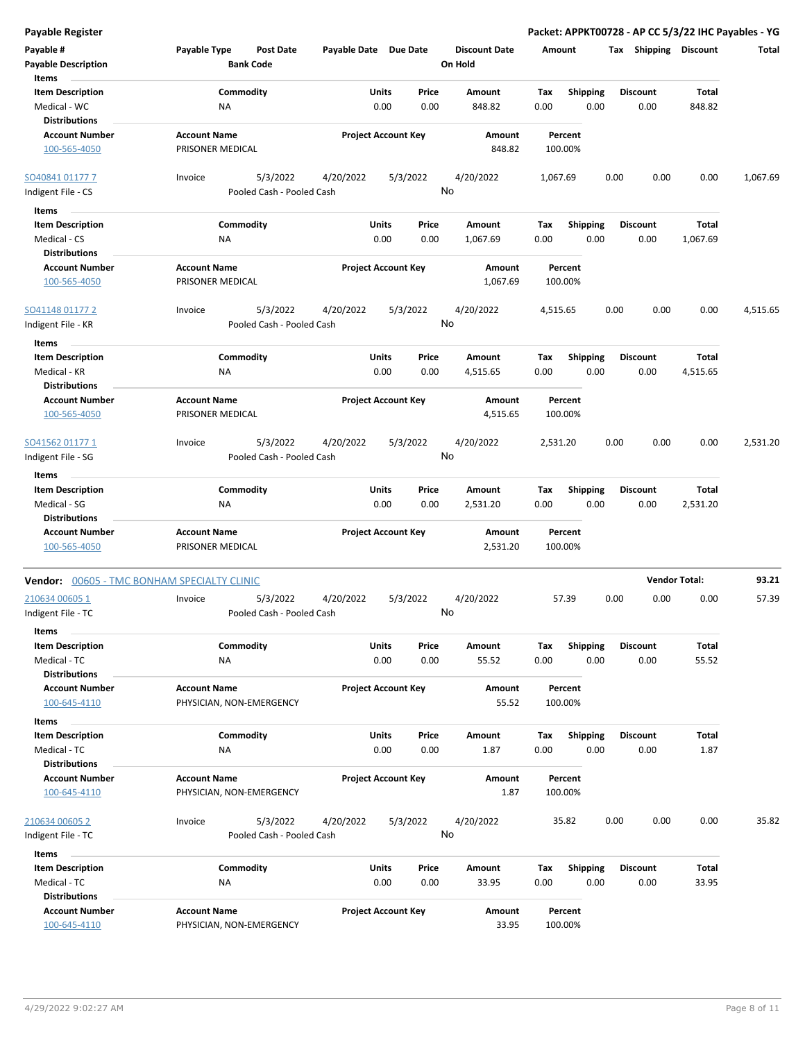# Payable Register

**Packet: APPKT00728 - AP CC 5/3/22 IHC Payables - YG**

| Payable # | Payable Type | Post Date | Payable Date | Due Date | Discount Date | Amount | Tax | Shipping | Discount | Total |
|---|---|---|---|---|---|---|---|---|---|---|
| Payable Description | | Bank Code | | | On Hold | | | | | |

**Items**

| Item Description | Commodity | Units | Price | Amount | Tax | Shipping | Discount | Total |
|---|---|---|---|---|---|---|---|---|
| Medical - WC | NA | 0.00 | 0.00 | 848.82 | 0.00 | 0.00 | 0.00 | 848.82 |

**Distributions**

| Account Number | Account Name | Project Account Key | Amount | Percent |
|---|---|---|---|---|
| 100-565-4050 | PRISONER MEDICAL | | 848.82 | 100.00% |

| Payable # | Payable Type | Post Date | Payable Date | Due Date | Discount Date | Amount | Tax | Shipping | Discount | Total |
|---|---|---|---|---|---|---|---|---|---|---|
| SO40841 01177 7 | Invoice | 5/3/2022 | 4/20/2022 | 5/3/2022 | 4/20/2022 | 1,067.69 | 0.00 | 0.00 | 0.00 | 1,067.69 |
| Indigent File - CS | | Pooled Cash - Pooled Cash | | | No | | | | | |

**Items**

| Item Description | Commodity | Units | Price | Amount | Tax | Shipping | Discount | Total |
|---|---|---|---|---|---|---|---|---|
| Medical - CS | NA | 0.00 | 0.00 | 1,067.69 | 0.00 | 0.00 | 0.00 | 1,067.69 |

**Distributions**

| Account Number | Account Name | Project Account Key | Amount | Percent |
|---|---|---|---|---|
| 100-565-4050 | PRISONER MEDICAL | | 1,067.69 | 100.00% |

| Payable # | Payable Type | Post Date | Payable Date | Due Date | Discount Date | Amount | Tax | Shipping | Discount | Total |
|---|---|---|---|---|---|---|---|---|---|---|
| SO41148 01177 2 | Invoice | 5/3/2022 | 4/20/2022 | 5/3/2022 | 4/20/2022 | 4,515.65 | 0.00 | 0.00 | 0.00 | 4,515.65 |
| Indigent File - KR | | Pooled Cash - Pooled Cash | | | No | | | | | |

**Items**

| Item Description | Commodity | Units | Price | Amount | Tax | Shipping | Discount | Total |
|---|---|---|---|---|---|---|---|---|
| Medical - KR | NA | 0.00 | 0.00 | 4,515.65 | 0.00 | 0.00 | 0.00 | 4,515.65 |

**Distributions**

| Account Number | Account Name | Project Account Key | Amount | Percent |
|---|---|---|---|---|
| 100-565-4050 | PRISONER MEDICAL | | 4,515.65 | 100.00% |

| Payable # | Payable Type | Post Date | Payable Date | Due Date | Discount Date | Amount | Tax | Shipping | Discount | Total |
|---|---|---|---|---|---|---|---|---|---|---|
| SO41562 01177 1 | Invoice | 5/3/2022 | 4/20/2022 | 5/3/2022 | 4/20/2022 | 2,531.20 | 0.00 | 0.00 | 0.00 | 2,531.20 |
| Indigent File - SG | | Pooled Cash - Pooled Cash | | | No | | | | | |

**Items**

| Item Description | Commodity | Units | Price | Amount | Tax | Shipping | Discount | Total |
|---|---|---|---|---|---|---|---|---|
| Medical - SG | NA | 0.00 | 0.00 | 2,531.20 | 0.00 | 0.00 | 0.00 | 2,531.20 |

**Distributions**

| Account Number | Account Name | Project Account Key | Amount | Percent |
|---|---|---|---|---|
| 100-565-4050 | PRISONER MEDICAL | | 2,531.20 | 100.00% |

## Vendor: 00605 - TMC BONHAM SPECIALTY CLINIC

**Vendor Total: 93.21**

| Payable # | Payable Type | Post Date | Payable Date | Due Date | Discount Date | Amount | Tax | Shipping | Discount | Total |
|---|---|---|---|---|---|---|---|---|---|---|
| 210634 00605 1 | Invoice | 5/3/2022 | 4/20/2022 | 5/3/2022 | 4/20/2022 | 57.39 | 0.00 | 0.00 | 0.00 | 57.39 |
| Indigent File - TC | | Pooled Cash - Pooled Cash | | | No | | | | | |

**Items**

| Item Description | Commodity | Units | Price | Amount | Tax | Shipping | Discount | Total |
|---|---|---|---|---|---|---|---|---|
| Medical - TC | NA | 0.00 | 0.00 | 55.52 | 0.00 | 0.00 | 0.00 | 55.52 |

**Distributions**

| Account Number | Account Name | Project Account Key | Amount | Percent |
|---|---|---|---|---|
| 100-645-4110 | PHYSICIAN, NON-EMERGENCY | | 55.52 | 100.00% |

**Items**

| Item Description | Commodity | Units | Price | Amount | Tax | Shipping | Discount | Total |
|---|---|---|---|---|---|---|---|---|
| Medical - TC | NA | 0.00 | 0.00 | 1.87 | 0.00 | 0.00 | 0.00 | 1.87 |

**Distributions**

| Account Number | Account Name | Project Account Key | Amount | Percent |
|---|---|---|---|---|
| 100-645-4110 | PHYSICIAN, NON-EMERGENCY | | 1.87 | 100.00% |

| Payable # | Payable Type | Post Date | Payable Date | Due Date | Discount Date | Amount | Tax | Shipping | Discount | Total |
|---|---|---|---|---|---|---|---|---|---|---|
| 210634 00605 2 | Invoice | 5/3/2022 | 4/20/2022 | 5/3/2022 | 4/20/2022 | 35.82 | 0.00 | 0.00 | 0.00 | 35.82 |
| Indigent File - TC | | Pooled Cash - Pooled Cash | | | No | | | | | |

**Items**

| Item Description | Commodity | Units | Price | Amount | Tax | Shipping | Discount | Total |
|---|---|---|---|---|---|---|---|---|
| Medical - TC | NA | 0.00 | 0.00 | 33.95 | 0.00 | 0.00 | 0.00 | 33.95 |

**Distributions**

| Account Number | Account Name | Project Account Key | Amount | Percent |
|---|---|---|---|---|
| 100-645-4110 | PHYSICIAN, NON-EMERGENCY | | 33.95 | 100.00% |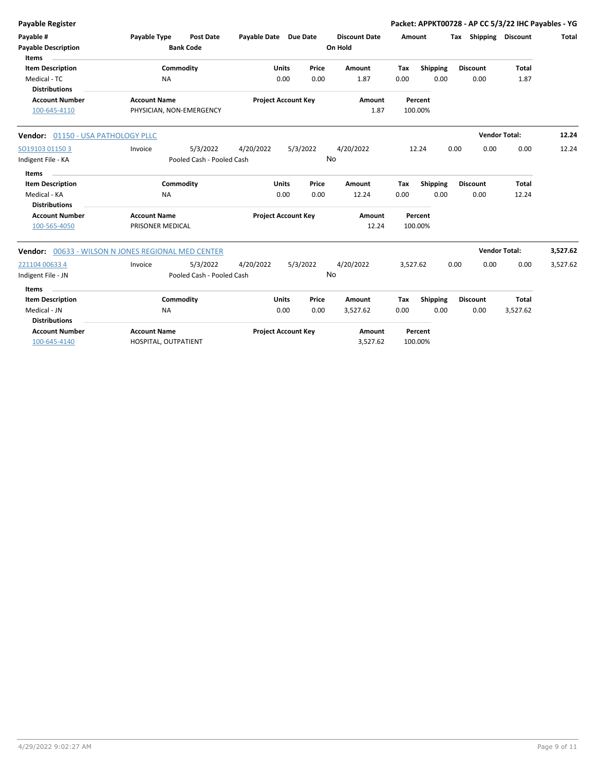## Payable Register

**Packet: APPKT00728 - AP CC 5/3/22 IHC Payables - YG**

| Payable # | Payable Type | Post Date | Payable Date | Due Date | Discount Date | Amount | Tax | Shipping | Discount | Total |
|---|---|---|---|---|---|---|---|---|---|---|
| Payable Description | | Bank Code | | | On Hold | | | | | |

**Items**

| Item Description | Commodity | Units | Price | Amount | Tax | Shipping | Discount | Total |
|---|---|---|---|---|---|---|---|---|
| Medical - TC | NA | 0.00 | 0.00 | 1.87 | 0.00 | 0.00 | 0.00 | 1.87 |

**Distributions**

| Account Number | Account Name | Project Account Key | Amount | Percent |
|---|---|---|---|---|
| 100-645-4110 | PHYSICIAN, NON-EMERGENCY | | 1.87 | 100.00% |

---

**Vendor:** 01150 - USA PATHOLOGY PLLC — **Vendor Total: 12.24**

| Payable # | Payable Type | Post Date | Payable Date | Due Date | Discount Date | Amount | Tax | Shipping | Discount | Total |
|---|---|---|---|---|---|---|---|---|---|---|
| SO19103 01150 3 | Invoice | 5/3/2022 | 4/20/2022 | 5/3/2022 | 4/20/2022 | 12.24 | 0.00 | 0.00 | 0.00 | 12.24 |
| Indigent File - KA | | Pooled Cash - Pooled Cash | | | No | | | | | |

**Items**

| Item Description | Commodity | Units | Price | Amount | Tax | Shipping | Discount | Total |
|---|---|---|---|---|---|---|---|---|
| Medical - KA | NA | 0.00 | 0.00 | 12.24 | 0.00 | 0.00 | 0.00 | 12.24 |

**Distributions**

| Account Number | Account Name | Project Account Key | Amount | Percent |
|---|---|---|---|---|
| 100-565-4050 | PRISONER MEDICAL | | 12.24 | 100.00% |

---

**Vendor:** 00633 - WILSON N JONES REGIONAL MED CENTER — **Vendor Total: 3,527.62**

| Payable # | Payable Type | Post Date | Payable Date | Due Date | Discount Date | Amount | Tax | Shipping | Discount | Total |
|---|---|---|---|---|---|---|---|---|---|---|
| 221104 00633 4 | Invoice | 5/3/2022 | 4/20/2022 | 5/3/2022 | 4/20/2022 | 3,527.62 | 0.00 | 0.00 | 0.00 | 3,527.62 |
| Indigent File - JN | | Pooled Cash - Pooled Cash | | | No | | | | | |

**Items**

| Item Description | Commodity | Units | Price | Amount | Tax | Shipping | Discount | Total |
|---|---|---|---|---|---|---|---|---|
| Medical - JN | NA | 0.00 | 0.00 | 3,527.62 | 0.00 | 0.00 | 0.00 | 3,527.62 |

**Distributions**

| Account Number | Account Name | Project Account Key | Amount | Percent |
|---|---|---|---|---|
| 100-645-4140 | HOSPITAL, OUTPATIENT | | 3,527.62 | 100.00% |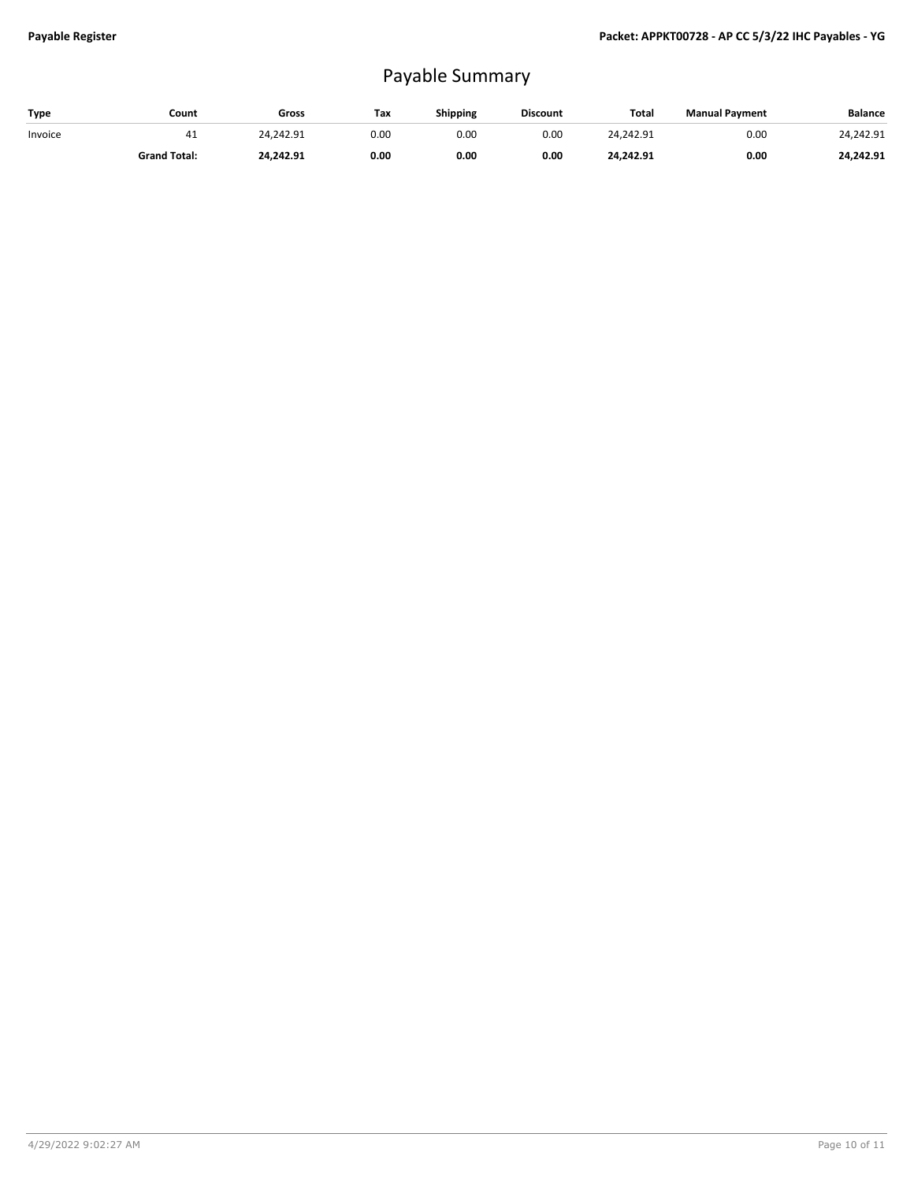# Payable Summary

| Type | Count | Gross | Tax | Shipping | Discount | Total | Manual Payment | Balance |
|---|---|---|---|---|---|---|---|---|
| Invoice | 41 | 24,242.91 | 0.00 | 0.00 | 0.00 | 24,242.91 | 0.00 | 24,242.91 |
| | **Grand Total:** | **24,242.91** | **0.00** | **0.00** | **0.00** | **24,242.91** | **0.00** | **24,242.91** |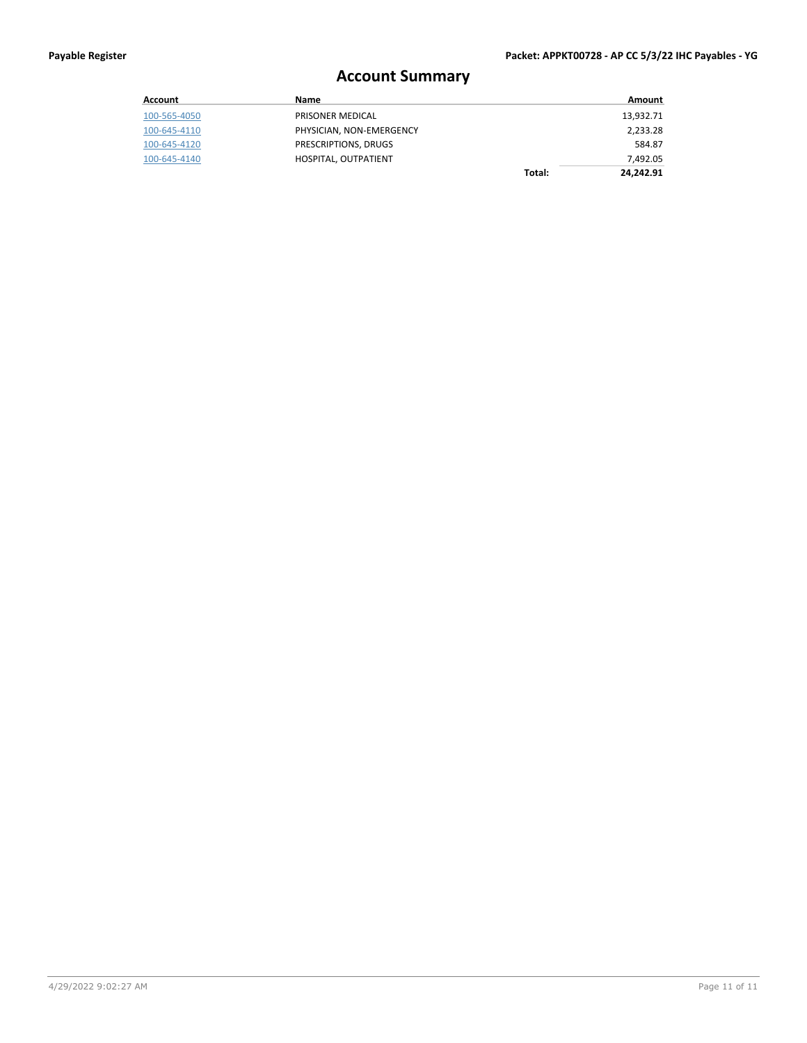# Account Summary

| Account | Name | | Amount |
|---|---|---|---|
| 100-565-4050 | PRISONER MEDICAL | | 13,932.71 |
| 100-645-4110 | PHYSICIAN, NON-EMERGENCY | | 2,233.28 |
| 100-645-4120 | PRESCRIPTIONS, DRUGS | | 584.87 |
| 100-645-4140 | HOSPITAL, OUTPATIENT | | 7,492.05 |
| | | **Total:** | **24,242.91** |